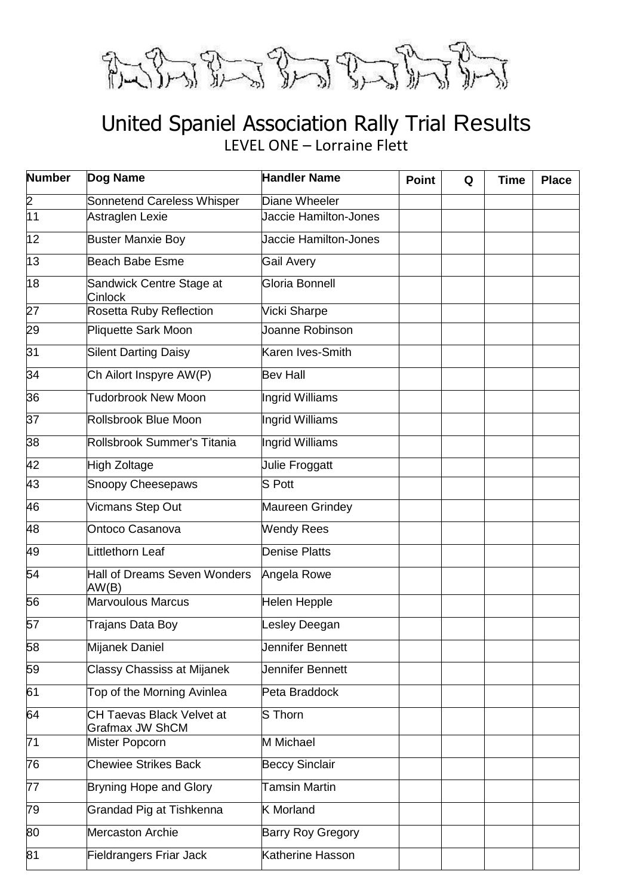# United Spaniel Association Rally Trial Results

LEVEL ONE – Lorraine Flett

| Number | Dog Name | Handler Name | Point | Q | Time | Place |
|---|---|---|---|---|---|---|
| 2 | Sonnetend Careless Whisper | Diane Wheeler | | | | |
| 11 | Astraglen Lexie | Jaccie Hamilton-Jones | | | | |
| 12 | Buster Manxie Boy | Jaccie Hamilton-Jones | | | | |
| 13 | Beach Babe Esme | Gail Avery | | | | |
| 18 | Sandwick Centre Stage at Cinlock | Gloria Bonnell | | | | |
| 27 | Rosetta Ruby Reflection | Vicki Sharpe | | | | |
| 29 | Pliquette Sark Moon | Joanne Robinson | | | | |
| 31 | Silent Darting Daisy | Karen Ives-Smith | | | | |
| 34 | Ch Ailort Inspyre AW(P) | Bev Hall | | | | |
| 36 | Tudorbrook New Moon | Ingrid Williams | | | | |
| 37 | Rollsbrook Blue Moon | Ingrid Williams | | | | |
| 38 | Rollsbrook Summer's Titania | Ingrid Williams | | | | |
| 42 | High Zoltage | Julie Froggatt | | | | |
| 43 | Snoopy Cheesepaws | S Pott | | | | |
| 46 | Vicmans Step Out | Maureen Grindey | | | | |
| 48 | Ontoco Casanova | Wendy Rees | | | | |
| 49 | Littlethorn Leaf | Denise Platts | | | | |
| 54 | Hall of Dreams Seven Wonders AW(B) | Angela Rowe | | | | |
| 56 | Marvoulous Marcus | Helen Hepple | | | | |
| 57 | Trajans Data Boy | Lesley Deegan | | | | |
| 58 | Mijanek Daniel | Jennifer Bennett | | | | |
| 59 | Classy Chassiss at Mijanek | Jennifer Bennett | | | | |
| 61 | Top of the Morning Avinlea | Peta Braddock | | | | |
| 64 | CH Taevas Black Velvet at Grafmax JW ShCM | S Thorn | | | | |
| 71 | Mister Popcorn | M Michael | | | | |
| 76 | Chewiee Strikes Back | Beccy Sinclair | | | | |
| 77 | Bryning Hope and Glory | Tamsin Martin | | | | |
| 79 | Grandad Pig at Tishkenna | K Morland | | | | |
| 80 | Mercaston Archie | Barry Roy Gregory | | | | |
| 81 | Fieldrangers Friar Jack | Katherine Hasson | | | | |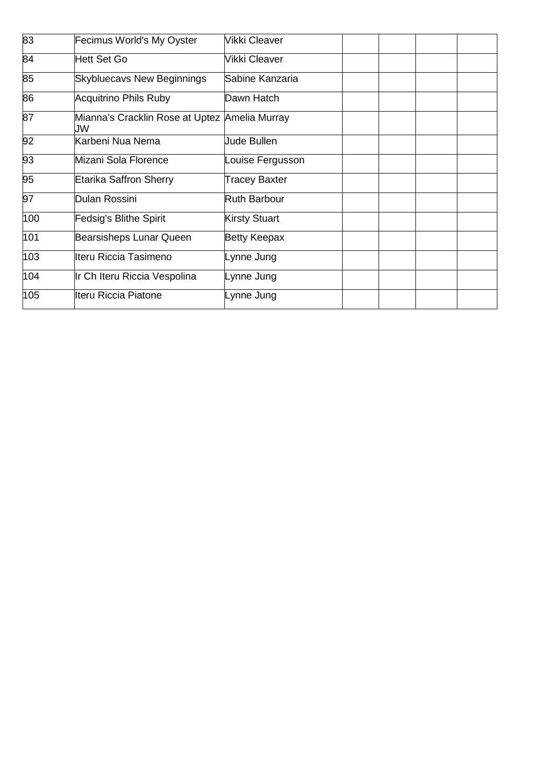| | | | | | | |
|---|---|---|---|---|---|---|
| 83 | Fecimus World's My Oyster | Vikki Cleaver | | | | |
| 84 | Hett Set Go | Vikki Cleaver | | | | |
| 85 | Skybluecavs New Beginnings | Sabine Kanzaria | | | | |
| 86 | Acquitrino Phils Ruby | Dawn Hatch | | | | |
| 87 | Mianna's Cracklin Rose at Uptez JW | Amelia Murray | | | | |
| 92 | Karbeni Nua Nema | Jude Bullen | | | | |
| 93 | Mizani Sola Florence | Louise Fergusson | | | | |
| 95 | Etarika Saffron Sherry | Tracey Baxter | | | | |
| 97 | Dulan Rossini | Ruth Barbour | | | | |
| 100 | Fedsig's Blithe Spirit | Kirsty Stuart | | | | |
| 101 | Bearsisheps Lunar Queen | Betty Keepax | | | | |
| 103 | Iteru Riccia Tasimeno | Lynne Jung | | | | |
| 104 | Ir Ch Iteru Riccia Vespolina | Lynne Jung | | | | |
| 105 | Iteru Riccia Piatone | Lynne Jung | | | | |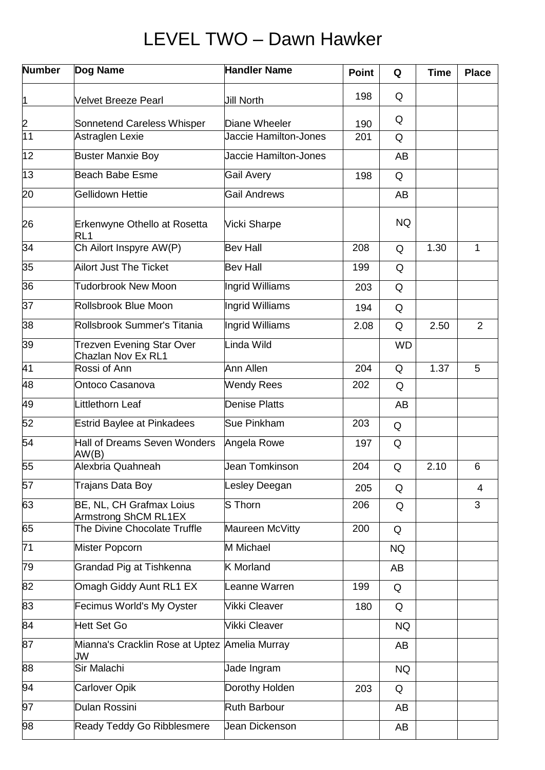# LEVEL TWO – Dawn Hawker

| Number | Dog Name | Handler Name | Point | Q | Time | Place |
|---|---|---|---|---|---|---|
| 1 | Velvet Breeze Pearl | Jill North | 198 | Q | | |
| 2 | Sonnetend Careless Whisper | Diane Wheeler | 190 | Q | | |
| 11 | Astraglen Lexie | Jaccie Hamilton-Jones | 201 | Q | | |
| 12 | Buster Manxie Boy | Jaccie Hamilton-Jones | | AB | | |
| 13 | Beach Babe Esme | Gail Avery | 198 | Q | | |
| 20 | Gellidown Hettie | Gail Andrews | | AB | | |
| 26 | Erkenwyne Othello at Rosetta RL1 | Vicki Sharpe | | NQ | | |
| 34 | Ch Ailort Inspyre AW(P) | Bev Hall | 208 | Q | 1.30 | 1 |
| 35 | Ailort Just The Ticket | Bev Hall | 199 | Q | | |
| 36 | Tudorbrook New Moon | Ingrid Williams | 203 | Q | | |
| 37 | Rollsbrook Blue Moon | Ingrid Williams | 194 | Q | | |
| 38 | Rollsbrook Summer's Titania | Ingrid Williams | 2.08 | Q | 2.50 | 2 |
| 39 | Trezven Evening Star Over Chazlan Nov Ex RL1 | Linda Wild | | WD | | |
| 41 | Rossi of Ann | Ann Allen | 204 | Q | 1.37 | 5 |
| 48 | Ontoco Casanova | Wendy Rees | 202 | Q | | |
| 49 | Littlethorn Leaf | Denise Platts | | AB | | |
| 52 | Estrid Baylee at Pinkadees | Sue Pinkham | 203 | Q | | |
| 54 | Hall of Dreams Seven Wonders AW(B) | Angela Rowe | 197 | Q | | |
| 55 | Alexbria Quahneah | Jean Tomkinson | 204 | Q | 2.10 | 6 |
| 57 | Trajans Data Boy | Lesley Deegan | 205 | Q | | 4 |
| 63 | BE, NL, CH Grafmax Loius Armstrong ShCM RL1EX | S Thorn | 206 | Q | | 3 |
| 65 | The Divine Chocolate Truffle | Maureen McVitty | 200 | Q | | |
| 71 | Mister Popcorn | M Michael | | NQ | | |
| 79 | Grandad Pig at Tishkenna | K Morland | | AB | | |
| 82 | Omagh Giddy Aunt RL1 EX | Leanne Warren | 199 | Q | | |
| 83 | Fecimus World's My Oyster | Vikki Cleaver | 180 | Q | | |
| 84 | Hett Set Go | Vikki Cleaver | | NQ | | |
| 87 | Mianna's Cracklin Rose at Uptez JW | Amelia Murray | | AB | | |
| 88 | Sir Malachi | Jade Ingram | | NQ | | |
| 94 | Carlover Opik | Dorothy Holden | 203 | Q | | |
| 97 | Dulan Rossini | Ruth Barbour | | AB | | |
| 98 | Ready Teddy Go Ribblesmere | Jean Dickenson | | AB | | |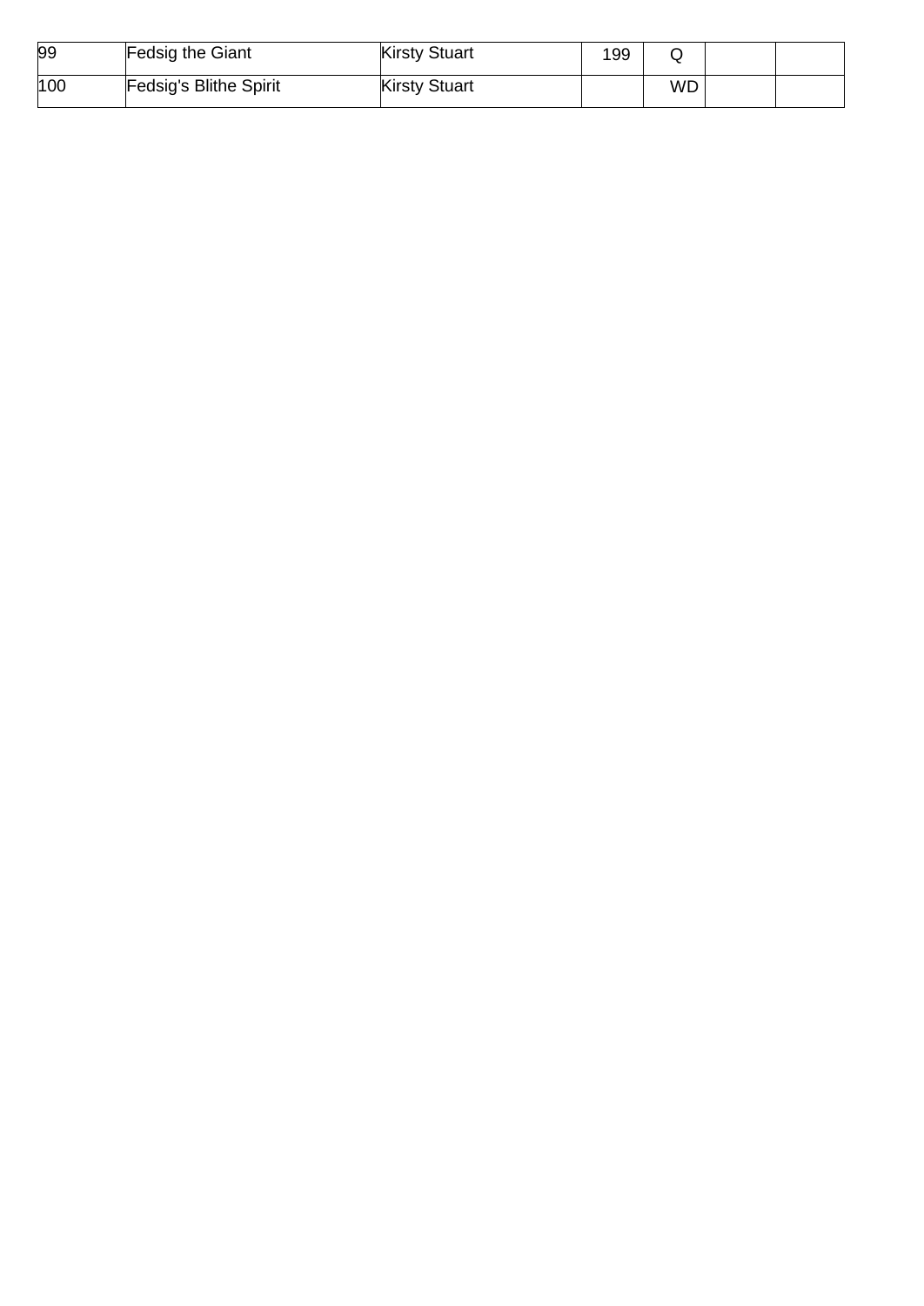| | | | | | | |
|---|---|---|---|---|---|---|
| 99 | Fedsig the Giant | Kirsty Stuart | 199 | Q | | |
| 100 | Fedsig's Blithe Spirit | Kirsty Stuart | | WD | | |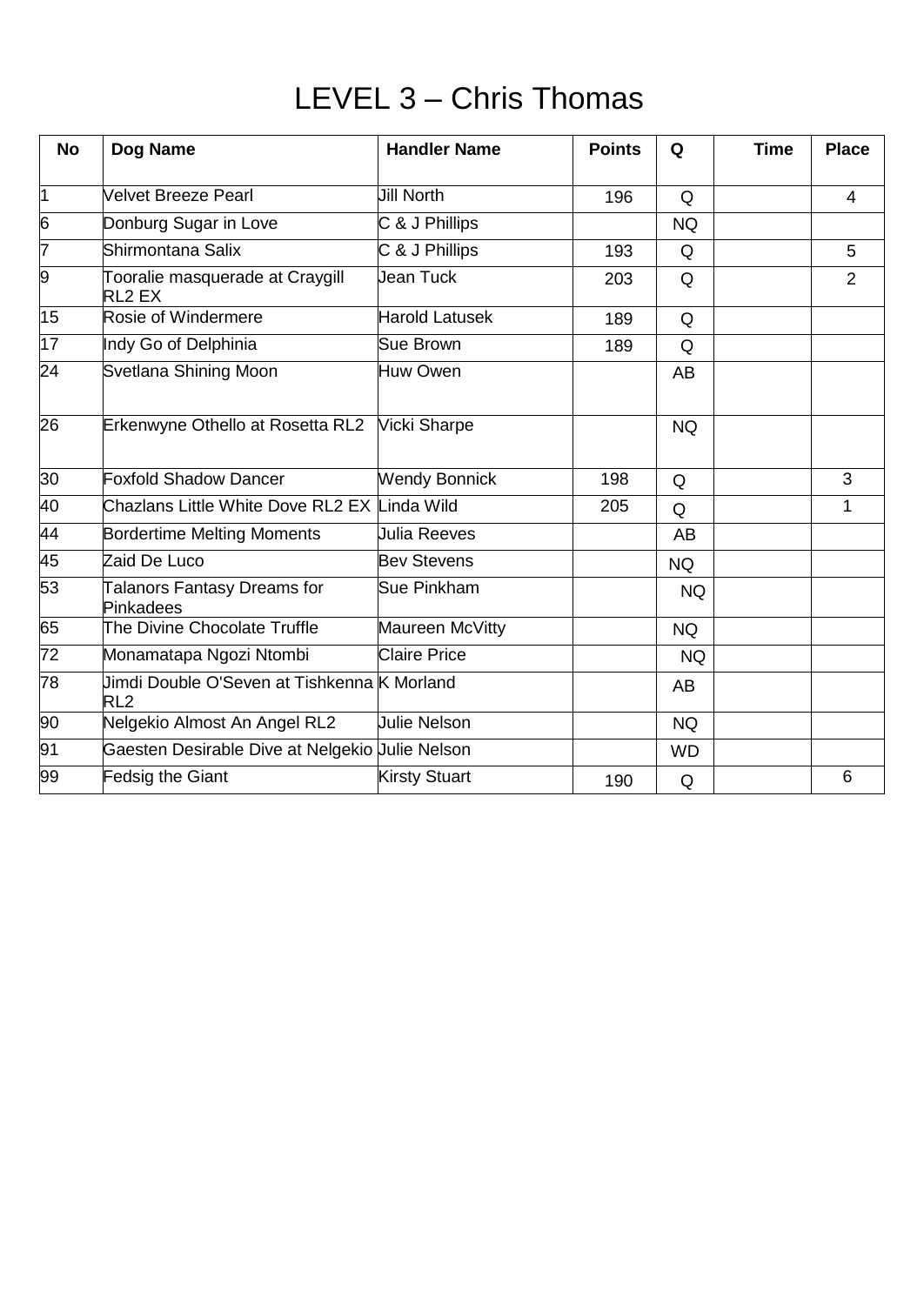# LEVEL 3 – Chris Thomas

| No | Dog Name | Handler Name | Points | Q | Time | Place |
|---|---|---|---|---|---|---|
| 1 | Velvet Breeze Pearl | Jill North | 196 | Q | | 4 |
| 6 | Donburg Sugar in Love | C & J Phillips | | NQ | | |
| 7 | Shirmontana Salix | C & J Phillips | 193 | Q | | 5 |
| 9 | Tooralie masquerade at Craygill RL2 EX | Jean Tuck | 203 | Q | | 2 |
| 15 | Rosie of Windermere | Harold Latusek | 189 | Q | | |
| 17 | Indy Go of Delphinia | Sue Brown | 189 | Q | | |
| 24 | Svetlana Shining Moon | Huw Owen | | AB | | |
| 26 | Erkenwyne Othello at Rosetta RL2 | Vicki Sharpe | | NQ | | |
| 30 | Foxfold Shadow Dancer | Wendy Bonnick | 198 | Q | | 3 |
| 40 | Chazlans Little White Dove RL2 EX | Linda Wild | 205 | Q | | 1 |
| 44 | Bordertime Melting Moments | Julia Reeves | | AB | | |
| 45 | Zaid De Luco | Bev Stevens | | NQ | | |
| 53 | Talanors Fantasy Dreams for Pinkadees | Sue Pinkham | | NQ | | |
| 65 | The Divine Chocolate Truffle | Maureen McVitty | | NQ | | |
| 72 | Monamatapa Ngozi Ntombi | Claire Price | | NQ | | |
| 78 | Jimdi Double O'Seven at Tishkenna RL2 | K Morland | | AB | | |
| 90 | Nelgekio Almost An Angel RL2 | Julie Nelson | | NQ | | |
| 91 | Gaesten Desirable Dive at Nelgekio | Julie Nelson | | WD | | |
| 99 | Fedsig the Giant | Kirsty Stuart | 190 | Q | | 6 |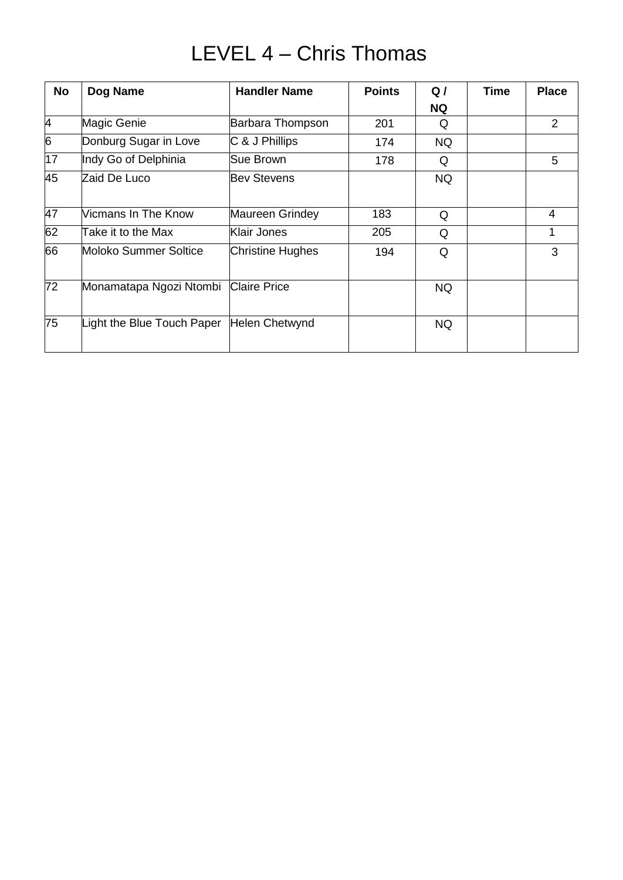# LEVEL 4 – Chris Thomas

| No | Dog Name | Handler Name | Points | Q / NQ | Time | Place |
|---|---|---|---|---|---|---|
| 4 | Magic Genie | Barbara Thompson | 201 | Q | | 2 |
| 6 | Donburg Sugar in Love | C & J Phillips | 174 | NQ | | |
| 17 | Indy Go of Delphinia | Sue Brown | 178 | Q | | 5 |
| 45 | Zaid De Luco | Bev Stevens | | NQ | | |
| 47 | Vicmans In The Know | Maureen Grindey | 183 | Q | | 4 |
| 62 | Take it to the Max | Klair Jones | 205 | Q | | 1 |
| 66 | Moloko Summer Soltice | Christine Hughes | 194 | Q | | 3 |
| 72 | Monamatapa Ngozi Ntombi | Claire Price | | NQ | | |
| 75 | Light the Blue Touch Paper | Helen Chetwynd | | NQ | | |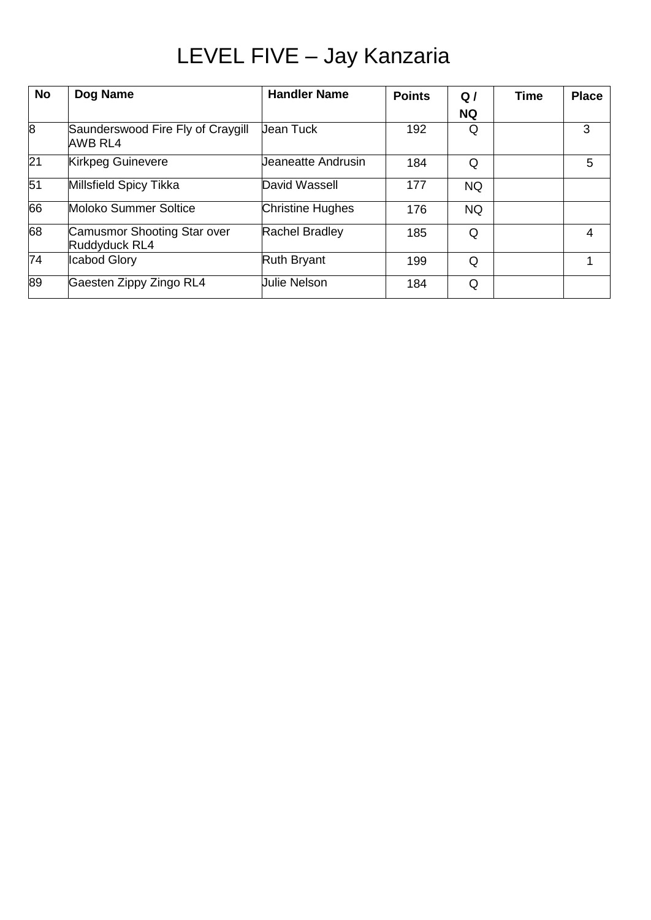# LEVEL FIVE – Jay Kanzaria

| No | Dog Name | Handler Name | Points | Q / NQ | Time | Place |
|---|---|---|---|---|---|---|
| 8 | Saunderswood Fire Fly of Craygill AWB RL4 | Jean Tuck | 192 | Q | | 3 |
| 21 | Kirkpeg Guinevere | Jeaneatte Andrusin | 184 | Q | | 5 |
| 51 | Millsfield Spicy Tikka | David Wassell | 177 | NQ | | |
| 66 | Moloko Summer Soltice | Christine Hughes | 176 | NQ | | |
| 68 | Camusmor Shooting Star over Ruddyduck RL4 | Rachel Bradley | 185 | Q | | 4 |
| 74 | Icabod Glory | Ruth Bryant | 199 | Q | | 1 |
| 89 | Gaesten Zippy Zingo RL4 | Julie Nelson | 184 | Q | | |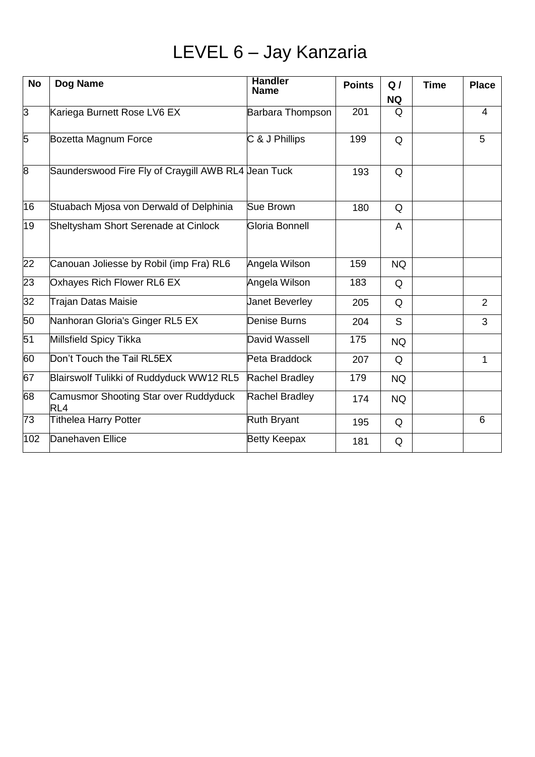# LEVEL 6 – Jay Kanzaria

| No | Dog Name | Handler Name | Points | Q / NQ | Time | Place |
|---|---|---|---|---|---|---|
| 3 | Kariega Burnett Rose LV6 EX | Barbara Thompson | 201 | Q | | 4 |
| 5 | Bozetta Magnum Force | C & J Phillips | 199 | Q | | 5 |
| 8 | Saunderswood Fire Fly of Craygill AWB RL4 | Jean Tuck | 193 | Q | | |
| 16 | Stuabach Mjosa von Derwald of Delphinia | Sue Brown | 180 | Q | | |
| 19 | Sheltysham Short Serenade at Cinlock | Gloria Bonnell | | A | | |
| 22 | Canouan Joliesse by Robil (imp Fra) RL6 | Angela Wilson | 159 | NQ | | |
| 23 | Oxhayes Rich Flower RL6 EX | Angela Wilson | 183 | Q | | |
| 32 | Trajan Datas Maisie | Janet Beverley | 205 | Q | | 2 |
| 50 | Nanhoran Gloria's Ginger RL5 EX | Denise Burns | 204 | S | | 3 |
| 51 | Millsfield Spicy Tikka | David Wassell | 175 | NQ | | |
| 60 | Don't Touch the Tail RL5EX | Peta Braddock | 207 | Q | | 1 |
| 67 | Blairswolf Tulikki of Ruddyduck WW12 RL5 | Rachel Bradley | 179 | NQ | | |
| 68 | Camusmor Shooting Star over Ruddyduck RL4 | Rachel Bradley | 174 | NQ | | |
| 73 | Tithelea Harry Potter | Ruth Bryant | 195 | Q | | 6 |
| 102 | Danehaven Ellice | Betty Keepax | 181 | Q | | |